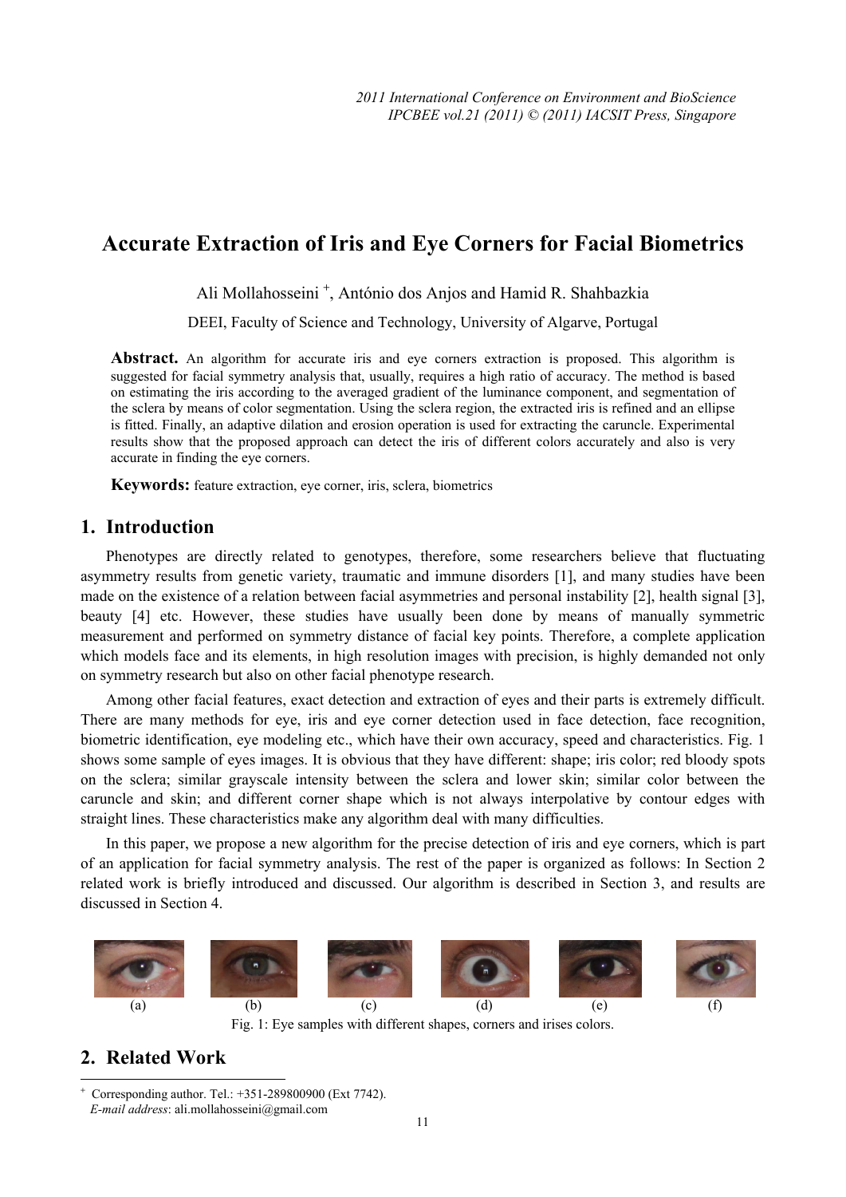# Accurate Extraction of Iris and Eye Corners for Facial Biometrics

Ali Mollahosseini [+], António dos Anjos and Hamid R. Shahbazkia

DEEI, Faculty of Science and Technology, University of Algarve, Portugal

**Abstract.** An algorithm for accurate iris and eye corners extraction is proposed. This algorithm is suggested for facial symmetry analysis that, usually, requires a high ratio of accuracy. The method is based on estimating the iris according to the averaged gradient of the luminance component, and segmentation of the sclera by means of color segmentation. Using the sclera region, the extracted iris is refined and an ellipse is fitted. Finally, an adaptive dilation and erosion operation is used for extracting the caruncle. Experimental results show that the proposed approach can detect the iris of different colors accurately and also is very accurate in finding the eye corners.

**Keywords:** feature extraction, eye corner, iris, sclera, biometrics

## 1. Introduction

Phenotypes are directly related to genotypes, therefore, some researchers believe that fluctuating asymmetry results from genetic variety, traumatic and immune disorders [1], and many studies have been made on the existence of a relation between facial asymmetries and personal instability [2], health signal [3], beauty [4] etc. However, these studies have usually been done by means of manually symmetric measurement and performed on symmetry distance of facial key points. Therefore, a complete application which models face and its elements, in high resolution images with precision, is highly demanded not only on symmetry research but also on other facial phenotype research.

Among other facial features, exact detection and extraction of eyes and their parts is extremely difficult. There are many methods for eye, iris and eye corner detection used in face detection, face recognition, biometric identification, eye modeling etc., which have their own accuracy, speed and characteristics. Fig. 1 shows some sample of eyes images. It is obvious that they have different: shape; iris color; red bloody spots on the sclera; similar grayscale intensity between the sclera and lower skin; similar color between the caruncle and skin; and different corner shape which is not always interpolative by contour edges with straight lines. These characteristics make any algorithm deal with many difficulties.

In this paper, we propose a new algorithm for the precise detection of iris and eye corners, which is part of an application for facial symmetry analysis. The rest of the paper is organized as follows: In Section 2 related work is briefly introduced and discussed. Our algorithm is described in Section 3, and results are discussed in Section 4.

(a) (b) (c) (d) (e) (f)

Fig. 1: Eye samples with different shapes, corners and irises colors.

## 2. Related Work

[+] Corresponding author. Tel.: +351-289800900 (Ext 7742).
*E-mail address*: ali.mollahosseini@gmail.com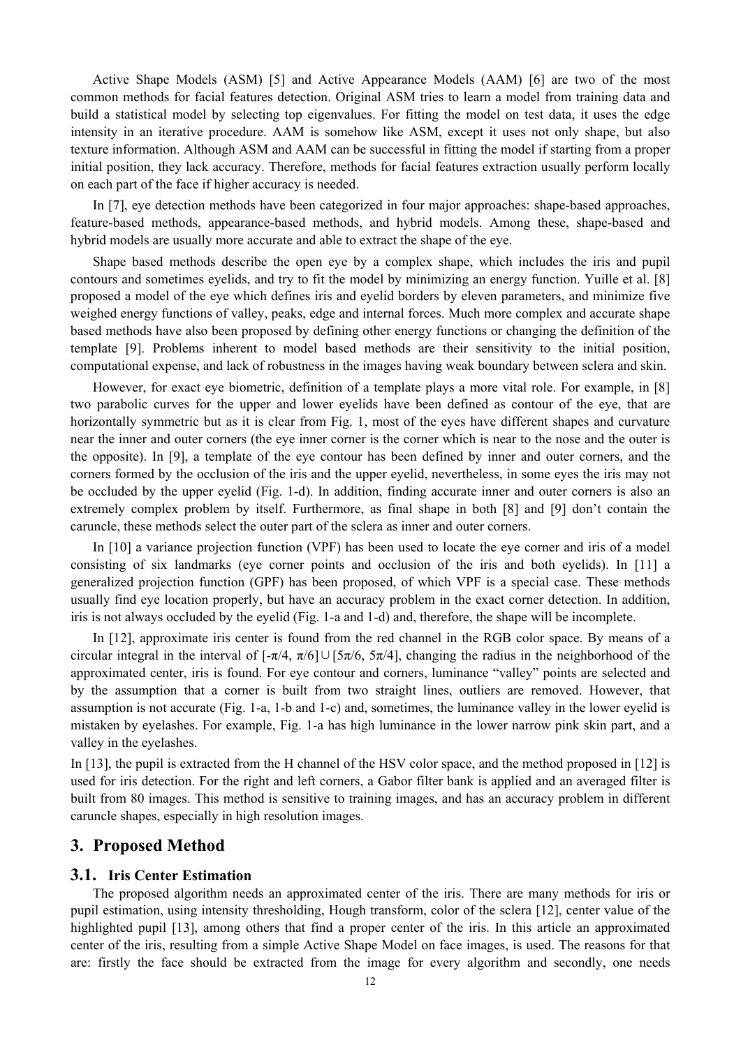Active Shape Models (ASM) [5] and Active Appearance Models (AAM) [6] are two of the most common methods for facial features detection. Original ASM tries to learn a model from training data and build a statistical model by selecting top eigenvalues. For fitting the model on test data, it uses the edge intensity in an iterative procedure. AAM is somehow like ASM, except it uses not only shape, but also texture information. Although ASM and AAM can be successful in fitting the model if starting from a proper initial position, they lack accuracy. Therefore, methods for facial features extraction usually perform locally on each part of the face if higher accuracy is needed.

In [7], eye detection methods have been categorized in four major approaches: shape-based approaches, feature-based methods, appearance-based methods, and hybrid models. Among these, shape-based and hybrid models are usually more accurate and able to extract the shape of the eye.

Shape based methods describe the open eye by a complex shape, which includes the iris and pupil contours and sometimes eyelids, and try to fit the model by minimizing an energy function. Yuille et al. [8] proposed a model of the eye which defines iris and eyelid borders by eleven parameters, and minimize five weighed energy functions of valley, peaks, edge and internal forces. Much more complex and accurate shape based methods have also been proposed by defining other energy functions or changing the definition of the template [9]. Problems inherent to model based methods are their sensitivity to the initial position, computational expense, and lack of robustness in the images having weak boundary between sclera and skin.

However, for exact eye biometric, definition of a template plays a more vital role. For example, in [8] two parabolic curves for the upper and lower eyelids have been defined as contour of the eye, that are horizontally symmetric but as it is clear from Fig. 1, most of the eyes have different shapes and curvature near the inner and outer corners (the eye inner corner is the corner which is near to the nose and the outer is the opposite). In [9], a template of the eye contour has been defined by inner and outer corners, and the corners formed by the occlusion of the iris and the upper eyelid, nevertheless, in some eyes the iris may not be occluded by the upper eyelid (Fig. 1-d). In addition, finding accurate inner and outer corners is also an extremely complex problem by itself. Furthermore, as final shape in both [8] and [9] don't contain the caruncle, these methods select the outer part of the sclera as inner and outer corners.

In [10] a variance projection function (VPF) has been used to locate the eye corner and iris of a model consisting of six landmarks (eye corner points and occlusion of the iris and both eyelids). In [11] a generalized projection function (GPF) has been proposed, of which VPF is a special case. These methods usually find eye location properly, but have an accuracy problem in the exact corner detection. In addition, iris is not always occluded by the eyelid (Fig. 1-a and 1-d) and, therefore, the shape will be incomplete.

In [12], approximate iris center is found from the red channel in the RGB color space. By means of a circular integral in the interval of $[-\pi/4, \pi/6] \cup [5\pi/6, 5\pi/4]$, changing the radius in the neighborhood of the approximated center, iris is found. For eye contour and corners, luminance "valley" points are selected and by the assumption that a corner is built from two straight lines, outliers are removed. However, that assumption is not accurate (Fig. 1-a, 1-b and 1-c) and, sometimes, the luminance valley in the lower eyelid is mistaken by eyelashes. For example, Fig. 1-a has high luminance in the lower narrow pink skin part, and a valley in the eyelashes.

In [13], the pupil is extracted from the H channel of the HSV color space, and the method proposed in [12] is used for iris detection. For the right and left corners, a Gabor filter bank is applied and an averaged filter is built from 80 images. This method is sensitive to training images, and has an accuracy problem in different caruncle shapes, especially in high resolution images.

## 3. Proposed Method

### 3.1. Iris Center Estimation

The proposed algorithm needs an approximated center of the iris. There are many methods for iris or pupil estimation, using intensity thresholding, Hough transform, color of the sclera [12], center value of the highlighted pupil [13], among others that find a proper center of the iris. In this article an approximated center of the iris, resulting from a simple Active Shape Model on face images, is used. The reasons for that are: firstly the face should be extracted from the image for every algorithm and secondly, one needs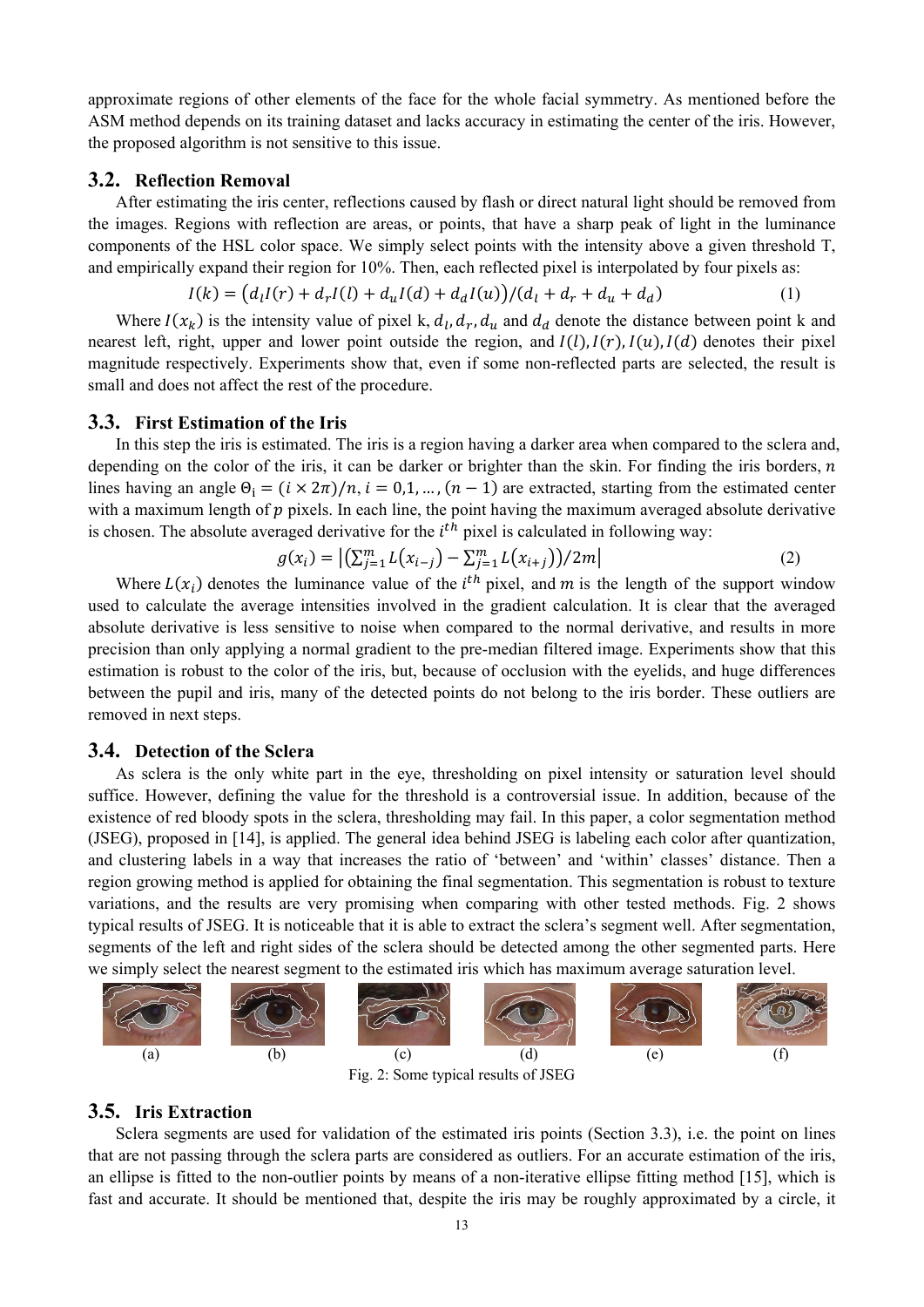approximate regions of other elements of the face for the whole facial symmetry. As mentioned before the ASM method depends on its training dataset and lacks accuracy in estimating the center of the iris. However, the proposed algorithm is not sensitive to this issue.

## 3.2. Reflection Removal

After estimating the iris center, reflections caused by flash or direct natural light should be removed from the images. Regions with reflection are areas, or points, that have a sharp peak of light in the luminance components of the HSL color space. We simply select points with the intensity above a given threshold T, and empirically expand their region for 10%. Then, each reflected pixel is interpolated by four pixels as:

$$I(k) = \left(d_l I(r) + d_r I(l) + d_u I(d) + d_d I(u)\right) / (d_l + d_r + d_u + d_d) \tag{1}$$

Where $I(x_k)$ is the intensity value of pixel k, $d_l, d_r, d_u$ and $d_d$ denote the distance between point k and nearest left, right, upper and lower point outside the region, and $I(l), I(r), I(u), I(d)$ denotes their pixel magnitude respectively. Experiments show that, even if some non-reflected parts are selected, the result is small and does not affect the rest of the procedure.

## 3.3. First Estimation of the Iris

In this step the iris is estimated. The iris is a region having a darker area when compared to the sclera and, depending on the color of the iris, it can be darker or brighter than the skin. For finding the iris borders, $n$ lines having an angle $\Theta_i = (i \times 2\pi)/n, i = 0,1, \ldots, (n-1)$ are extracted, starting from the estimated center with a maximum length of $p$ pixels. In each line, the point having the maximum averaged absolute derivative is chosen. The absolute averaged derivative for the $i^{th}$ pixel is calculated in following way:

$$g(x_i) = \left| \left( \sum_{j=1}^{m} L(x_{i-j}) - \sum_{j=1}^{m} L(x_{i+j}) \right) / 2m \right| \tag{2}$$

Where $L(x_i)$ denotes the luminance value of the $i^{th}$ pixel, and $m$ is the length of the support window used to calculate the average intensities involved in the gradient calculation. It is clear that the averaged absolute derivative is less sensitive to noise when compared to the normal derivative, and results in more precision than only applying a normal gradient to the pre-median filtered image. Experiments show that this estimation is robust to the color of the iris, but, because of occlusion with the eyelids, and huge differences between the pupil and iris, many of the detected points do not belong to the iris border. These outliers are removed in next steps.

## 3.4. Detection of the Sclera

As sclera is the only white part in the eye, thresholding on pixel intensity or saturation level should suffice. However, defining the value for the threshold is a controversial issue. In addition, because of the existence of red bloody spots in the sclera, thresholding may fail. In this paper, a color segmentation method (JSEG), proposed in [14], is applied. The general idea behind JSEG is labeling each color after quantization, and clustering labels in a way that increases the ratio of 'between' and 'within' classes' distance. Then a region growing method is applied for obtaining the final segmentation. This segmentation is robust to texture variations, and the results are very promising when comparing with other tested methods. Fig. 2 shows typical results of JSEG. It is noticeable that it is able to extract the sclera's segment well. After segmentation, segments of the left and right sides of the sclera should be detected among the other segmented parts. Here we simply select the nearest segment to the estimated iris which has maximum average saturation level.

(a) (b) (c) (d) (e) (f)

Fig. 2: Some typical results of JSEG

## 3.5. Iris Extraction

Sclera segments are used for validation of the estimated iris points (Section 3.3), i.e. the point on lines that are not passing through the sclera parts are considered as outliers. For an accurate estimation of the iris, an ellipse is fitted to the non-outlier points by means of a non-iterative ellipse fitting method [15], which is fast and accurate. It should be mentioned that, despite the iris may be roughly approximated by a circle, it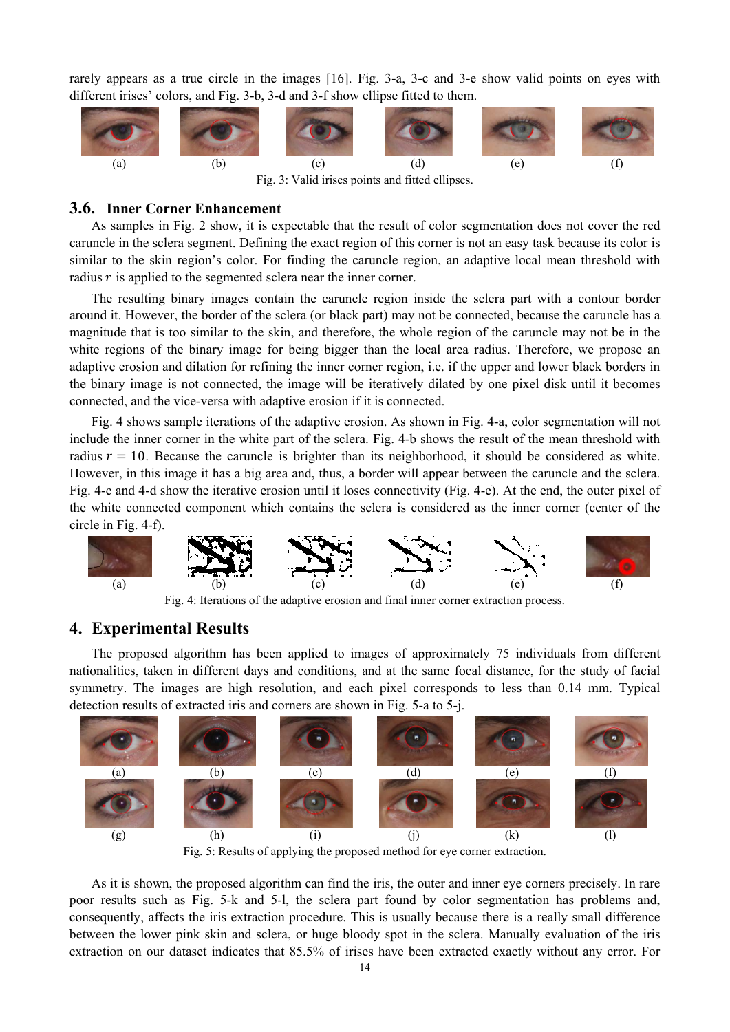rarely appears as a true circle in the images [16]. Fig. 3-a, 3-c and 3-e show valid points on eyes with different irises' colors, and Fig. 3-b, 3-d and 3-f show ellipse fitted to them.

(a) (b) (c) (d) (e) (f)

Fig. 3: Valid irises points and fitted ellipses.

### 3.6. Inner Corner Enhancement

As samples in Fig. 2 show, it is expectable that the result of color segmentation does not cover the red caruncle in the sclera segment. Defining the exact region of this corner is not an easy task because its color is similar to the skin region's color. For finding the caruncle region, an adaptive local mean threshold with radius $r$ is applied to the segmented sclera near the inner corner.

The resulting binary images contain the caruncle region inside the sclera part with a contour border around it. However, the border of the sclera (or black part) may not be connected, because the caruncle has a magnitude that is too similar to the skin, and therefore, the whole region of the caruncle may not be in the white regions of the binary image for being bigger than the local area radius. Therefore, we propose an adaptive erosion and dilation for refining the inner corner region, i.e. if the upper and lower black borders in the binary image is not connected, the image will be iteratively dilated by one pixel disk until it becomes connected, and the vice-versa with adaptive erosion if it is connected.

Fig. 4 shows sample iterations of the adaptive erosion. As shown in Fig. 4-a, color segmentation will not include the inner corner in the white part of the sclera. Fig. 4-b shows the result of the mean threshold with radius $r = 10$. Because the caruncle is brighter than its neighborhood, it should be considered as white. However, in this image it has a big area and, thus, a border will appear between the caruncle and the sclera. Fig. 4-c and 4-d show the iterative erosion until it loses connectivity (Fig. 4-e). At the end, the outer pixel of the white connected component which contains the sclera is considered as the inner corner (center of the circle in Fig. 4-f).

(a) (b) (c) (d) (e) (f)

Fig. 4: Iterations of the adaptive erosion and final inner corner extraction process.

## 4. Experimental Results

The proposed algorithm has been applied to images of approximately 75 individuals from different nationalities, taken in different days and conditions, and at the same focal distance, for the study of facial symmetry. The images are high resolution, and each pixel corresponds to less than 0.14 mm. Typical detection results of extracted iris and corners are shown in Fig. 5-a to 5-j.

(a) (b) (c) (d) (e) (f)

(g) (h) (i) (j) (k) (l)

Fig. 5: Results of applying the proposed method for eye corner extraction.

As it is shown, the proposed algorithm can find the iris, the outer and inner eye corners precisely. In rare poor results such as Fig. 5-k and 5-l, the sclera part found by color segmentation has problems and, consequently, affects the iris extraction procedure. This is usually because there is a really small difference between the lower pink skin and sclera, or huge bloody spot in the sclera. Manually evaluation of the iris extraction on our dataset indicates that 85.5% of irises have been extracted exactly without any error. For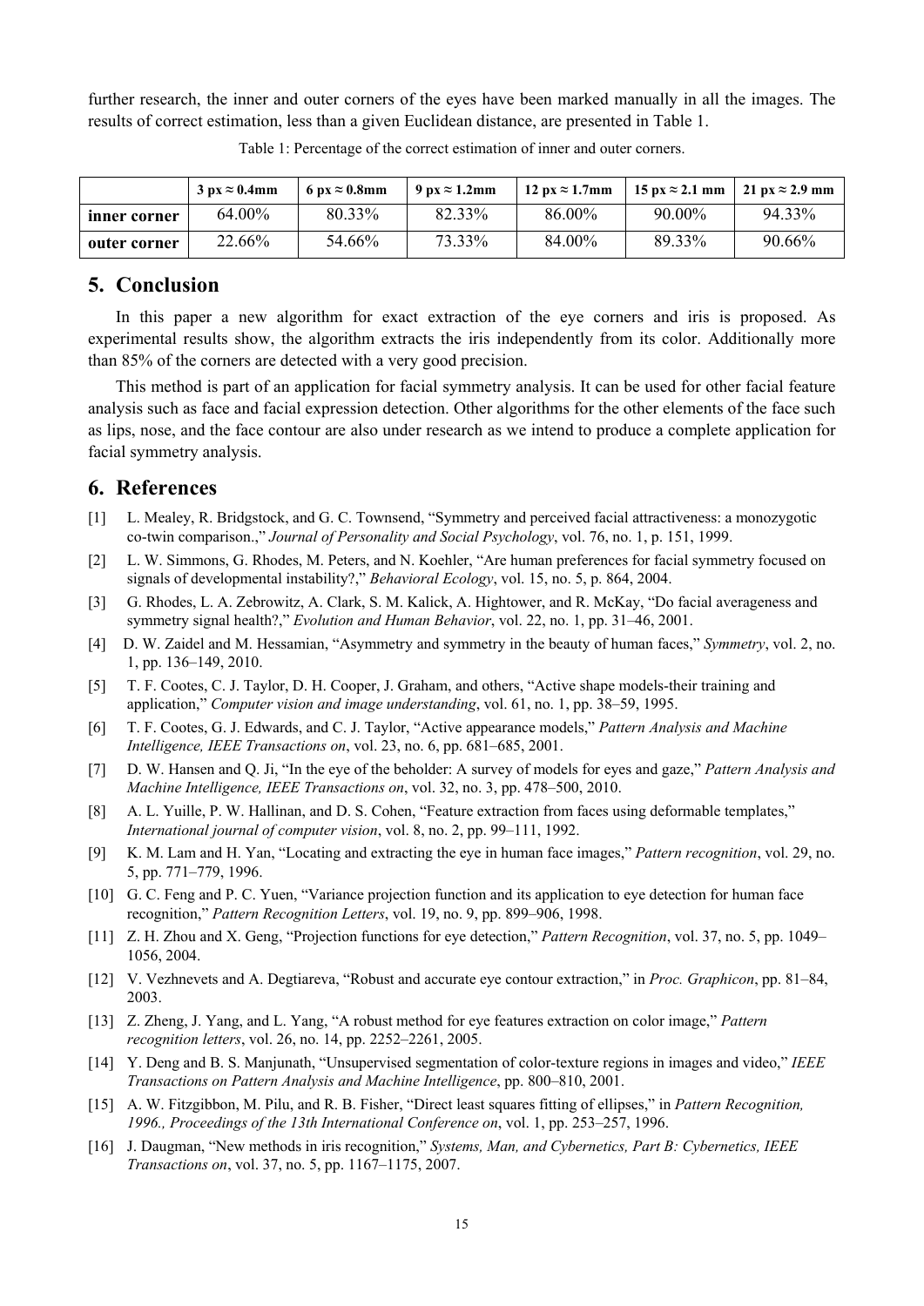further research, the inner and outer corners of the eyes have been marked manually in all the images. The results of correct estimation, less than a given Euclidean distance, are presented in Table 1.

Table 1: Percentage of the correct estimation of inner and outer corners.

| | 3 px ≈ 0.4mm | 6 px ≈ 0.8mm | 9 px ≈ 1.2mm | 12 px ≈ 1.7mm | 15 px ≈ 2.1 mm | 21 px ≈ 2.9 mm |
|---|---|---|---|---|---|---|
| **inner corner** | 64.00% | 80.33% | 82.33% | 86.00% | 90.00% | 94.33% |
| **outer corner** | 22.66% | 54.66% | 73.33% | 84.00% | 89.33% | 90.66% |

## 5. Conclusion

In this paper a new algorithm for exact extraction of the eye corners and iris is proposed. As experimental results show, the algorithm extracts the iris independently from its color. Additionally more than 85% of the corners are detected with a very good precision.

This method is part of an application for facial symmetry analysis. It can be used for other facial feature analysis such as face and facial expression detection. Other algorithms for the other elements of the face such as lips, nose, and the face contour are also under research as we intend to produce a complete application for facial symmetry analysis.

## 6. References

[1] L. Mealey, R. Bridgstock, and G. C. Townsend, "Symmetry and perceived facial attractiveness: a monozygotic co-twin comparison.," *Journal of Personality and Social Psychology*, vol. 76, no. 1, p. 151, 1999.

[2] L. W. Simmons, G. Rhodes, M. Peters, and N. Koehler, "Are human preferences for facial symmetry focused on signals of developmental instability?," *Behavioral Ecology*, vol. 15, no. 5, p. 864, 2004.

[3] G. Rhodes, L. A. Zebrowitz, A. Clark, S. M. Kalick, A. Hightower, and R. McKay, "Do facial averageness and symmetry signal health?," *Evolution and Human Behavior*, vol. 22, no. 1, pp. 31–46, 2001.

[4] D. W. Zaidel and M. Hessamian, "Asymmetry and symmetry in the beauty of human faces," *Symmetry*, vol. 2, no. 1, pp. 136–149, 2010.

[5] T. F. Cootes, C. J. Taylor, D. H. Cooper, J. Graham, and others, "Active shape models-their training and application," *Computer vision and image understanding*, vol. 61, no. 1, pp. 38–59, 1995.

[6] T. F. Cootes, G. J. Edwards, and C. J. Taylor, "Active appearance models," *Pattern Analysis and Machine Intelligence, IEEE Transactions on*, vol. 23, no. 6, pp. 681–685, 2001.

[7] D. W. Hansen and Q. Ji, "In the eye of the beholder: A survey of models for eyes and gaze," *Pattern Analysis and Machine Intelligence, IEEE Transactions on*, vol. 32, no. 3, pp. 478–500, 2010.

[8] A. L. Yuille, P. W. Hallinan, and D. S. Cohen, "Feature extraction from faces using deformable templates," *International journal of computer vision*, vol. 8, no. 2, pp. 99–111, 1992.

[9] K. M. Lam and H. Yan, "Locating and extracting the eye in human face images," *Pattern recognition*, vol. 29, no. 5, pp. 771–779, 1996.

[10] G. C. Feng and P. C. Yuen, "Variance projection function and its application to eye detection for human face recognition," *Pattern Recognition Letters*, vol. 19, no. 9, pp. 899–906, 1998.

[11] Z. H. Zhou and X. Geng, "Projection functions for eye detection," *Pattern Recognition*, vol. 37, no. 5, pp. 1049–1056, 2004.

[12] V. Vezhnevets and A. Degtiareva, "Robust and accurate eye contour extraction," in *Proc. Graphicon*, pp. 81–84, 2003.

[13] Z. Zheng, J. Yang, and L. Yang, "A robust method for eye features extraction on color image," *Pattern recognition letters*, vol. 26, no. 14, pp. 2252–2261, 2005.

[14] Y. Deng and B. S. Manjunath, "Unsupervised segmentation of color-texture regions in images and video," *IEEE Transactions on Pattern Analysis and Machine Intelligence*, pp. 800–810, 2001.

[15] A. W. Fitzgibbon, M. Pilu, and R. B. Fisher, "Direct least squares fitting of ellipses," in *Pattern Recognition, 1996., Proceedings of the 13th International Conference on*, vol. 1, pp. 253–257, 1996.

[16] J. Daugman, "New methods in iris recognition," *Systems, Man, and Cybernetics, Part B: Cybernetics, IEEE Transactions on*, vol. 37, no. 5, pp. 1167–1175, 2007.